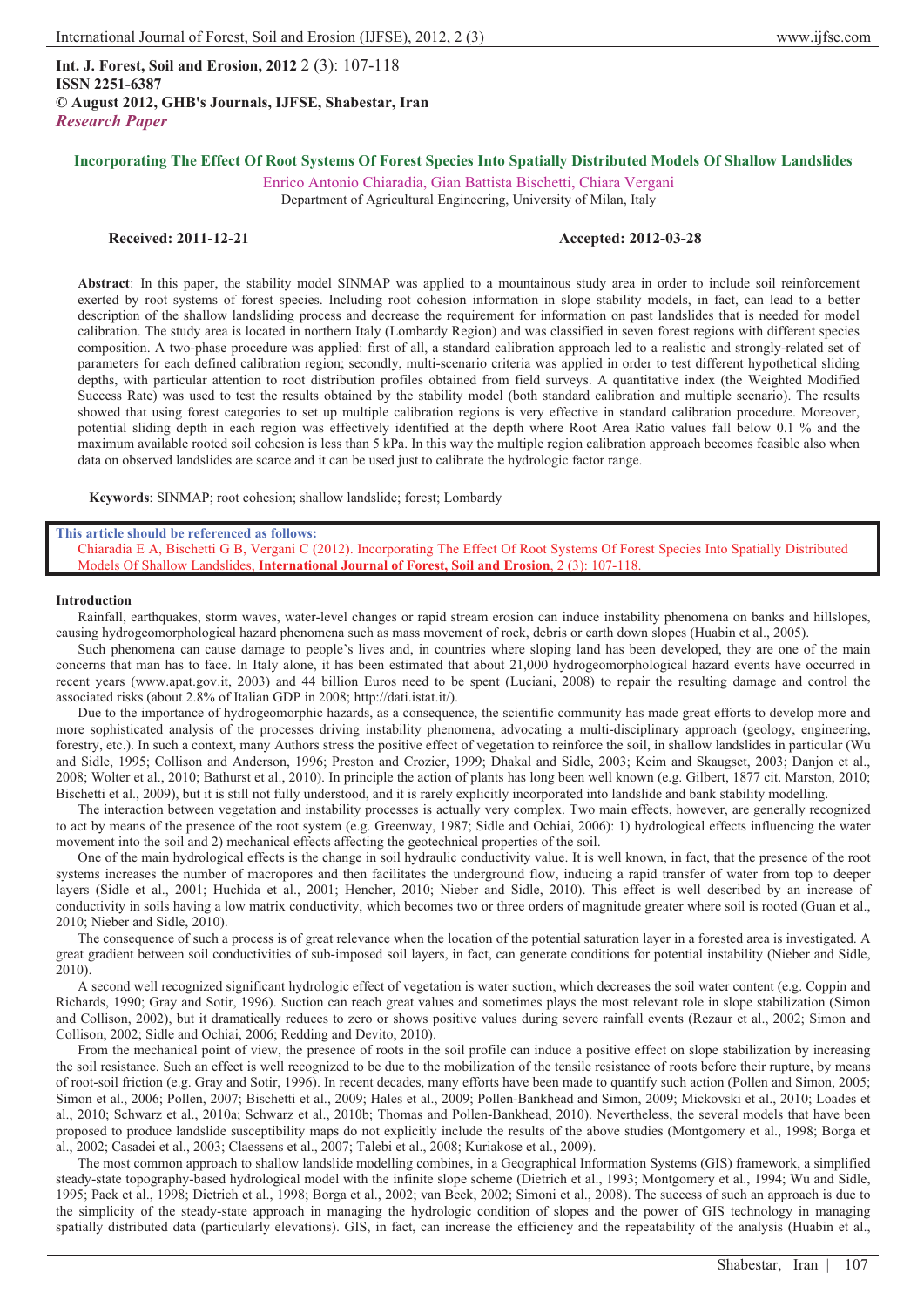**Int. J. Forest, Soil and Erosion, 2012** 2 (3): 107-118
**ISSN 2251-6387**
**© August 2012, GHB's Journals, IJFSE, Shabestar, Iran**
*Research Paper*

# Incorporating The Effect Of Root Systems Of Forest Species Into Spatially Distributed Models Of Shallow Landslides

Enrico Antonio Chiaradia, Gian Battista Bischetti, Chiara Vergani

Department of Agricultural Engineering, University of Milan, Italy

**Received: 2011-12-21** **Accepted: 2012-03-28**

**Abstract**: In this paper, the stability model SINMAP was applied to a mountainous study area in order to include soil reinforcement exerted by root systems of forest species. Including root cohesion information in slope stability models, in fact, can lead to a better description of the shallow landsliding process and decrease the requirement for information on past landslides that is needed for model calibration. The study area is located in northern Italy (Lombardy Region) and was classified in seven forest regions with different species composition. A two-phase procedure was applied: first of all, a standard calibration approach led to a realistic and strongly-related set of parameters for each defined calibration region; secondly, multi-scenario criteria was applied in order to test different hypothetical sliding depths, with particular attention to root distribution profiles obtained from field surveys. A quantitative index (the Weighted Modified Success Rate) was used to test the results obtained by the stability model (both standard calibration and multiple scenario). The results showed that using forest categories to set up multiple calibration regions is very effective in standard calibration procedure. Moreover, potential sliding depth in each region was effectively identified at the depth where Root Area Ratio values fall below 0.1 % and the maximum available rooted soil cohesion is less than 5 kPa. In this way the multiple region calibration approach becomes feasible also when data on observed landslides are scarce and it can be used just to calibrate the hydrologic factor range.

**Keywords**: SINMAP; root cohesion; shallow landslide; forest; Lombardy

**This article should be referenced as follows:**
Chiaradia E A, Bischetti G B, Vergani C (2012). Incorporating The Effect Of Root Systems Of Forest Species Into Spatially Distributed Models Of Shallow Landslides, **International Journal of Forest, Soil and Erosion**, 2 (3): 107-118.

## Introduction

Rainfall, earthquakes, storm waves, water-level changes or rapid stream erosion can induce instability phenomena on banks and hillslopes, causing hydrogeomorphological hazard phenomena such as mass movement of rock, debris or earth down slopes (Huabin et al., 2005).

Such phenomena can cause damage to people's lives and, in countries where sloping land has been developed, they are one of the main concerns that man has to face. In Italy alone, it has been estimated that about 21,000 hydrogeomorphological hazard events have occurred in recent years (www.apat.gov.it, 2003) and 44 billion Euros need to be spent (Luciani, 2008) to repair the resulting damage and control the associated risks (about 2.8% of Italian GDP in 2008; http://dati.istat.it/).

Due to the importance of hydrogeomorphic hazards, as a consequence, the scientific community has made great efforts to develop more and more sophisticated analysis of the processes driving instability phenomena, advocating a multi-disciplinary approach (geology, engineering, forestry, etc.). In such a context, many Authors stress the positive effect of vegetation to reinforce the soil, in shallow landslides in particular (Wu and Sidle, 1995; Collison and Anderson, 1996; Preston and Crozier, 1999; Dhakal and Sidle, 2003; Keim and Skaugset, 2003; Danjon et al., 2008; Wolter et al., 2010; Bathurst et al., 2010). In principle the action of plants has long been well known (e.g. Gilbert, 1877 cit. Marston, 2010; Bischetti et al., 2009), but it is still not fully understood, and it is rarely explicitly incorporated into landslide and bank stability modelling.

The interaction between vegetation and instability processes is actually very complex. Two main effects, however, are generally recognized to act by means of the presence of the root system (e.g. Greenway, 1987; Sidle and Ochiai, 2006): 1) hydrological effects influencing the water movement into the soil and 2) mechanical effects affecting the geotechnical properties of the soil.

One of the main hydrological effects is the change in soil hydraulic conductivity value. It is well known, in fact, that the presence of the root systems increases the number of macropores and then facilitates the underground flow, inducing a rapid transfer of water from top to deeper layers (Sidle et al., 2001; Huchida et al., 2001; Hencher, 2010; Nieber and Sidle, 2010). This effect is well described by an increase of conductivity in soils having a low matrix conductivity, which becomes two or three orders of magnitude greater where soil is rooted (Guan et al., 2010; Nieber and Sidle, 2010).

The consequence of such a process is of great relevance when the location of the potential saturation layer in a forested area is investigated. A great gradient between soil conductivities of sub-imposed soil layers, in fact, can generate conditions for potential instability (Nieber and Sidle, 2010).

A second well recognized significant hydrologic effect of vegetation is water suction, which decreases the soil water content (e.g. Coppin and Richards, 1990; Gray and Sotir, 1996). Suction can reach great values and sometimes plays the most relevant role in slope stabilization (Simon and Collison, 2002), but it dramatically reduces to zero or shows positive values during severe rainfall events (Rezaur et al., 2002; Simon and Collison, 2002; Sidle and Ochiai, 2006; Redding and Devito, 2010).

From the mechanical point of view, the presence of roots in the soil profile can induce a positive effect on slope stabilization by increasing the soil resistance. Such an effect is well recognized to be due to the mobilization of the tensile resistance of roots before their rupture, by means of root-soil friction (e.g. Gray and Sotir, 1996). In recent decades, many efforts have been made to quantify such action (Pollen and Simon, 2005; Simon et al., 2006; Pollen, 2007; Bischetti et al., 2009; Hales et al., 2009; Pollen-Bankhead and Simon, 2009; Mickovski et al., 2010; Loades et al., 2010; Schwarz et al., 2010a; Schwarz et al., 2010b; Thomas and Pollen-Bankhead, 2010). Nevertheless, the several models that have been proposed to produce landslide susceptibility maps do not explicitly include the results of the above studies (Montgomery et al., 1998; Borga et al., 2002; Casadei et al., 2003; Claessens et al., 2007; Talebi et al., 2008; Kuriakose et al., 2009).

The most common approach to shallow landslide modelling combines, in a Geographical Information Systems (GIS) framework, a simplified steady-state topography-based hydrological model with the infinite slope scheme (Dietrich et al., 1993; Montgomery et al., 1994; Wu and Sidle, 1995; Pack et al., 1998; Dietrich et al., 1998; Borga et al., 2002; van Beek, 2002; Simoni et al., 2008). The success of such an approach is due to the simplicity of the steady-state approach in managing the hydrologic condition of slopes and the power of GIS technology in managing spatially distributed data (particularly elevations). GIS, in fact, can increase the efficiency and the repeatability of the analysis (Huabin et al.,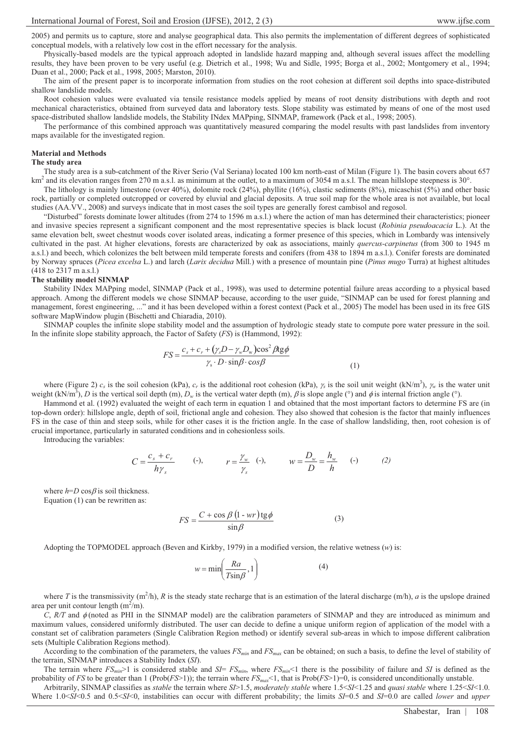2005) and permits us to capture, store and analyse geographical data. This also permits the implementation of different degrees of sophisticated conceptual models, with a relatively low cost in the effort necessary for the analysis.

Physically-based models are the typical approach adopted in landslide hazard mapping and, although several issues affect the modelling results, they have been proven to be very useful (e.g. Dietrich et al., 1998; Wu and Sidle, 1995; Borga et al., 2002; Montgomery et al., 1994; Duan et al., 2000; Pack et al., 1998, 2005; Marston, 2010).

The aim of the present paper is to incorporate information from studies on the root cohesion at different soil depths into space-distributed shallow landslide models.

Root cohesion values were evaluated via tensile resistance models applied by means of root density distributions with depth and root mechanical characteristics, obtained from surveyed data and laboratory tests. Slope stability was estimated by means of one of the most used space-distributed shallow landslide models, the Stability INdex MAPping, SINMAP, framework (Pack et al., 1998; 2005).

The performance of this combined approach was quantitatively measured comparing the model results with past landslides from inventory maps available for the investigated region.

## Material and Methods

### The study area

The study area is a sub-catchment of the River Serio (Val Seriana) located 100 km north-east of Milan (Figure 1). The basin covers about 657 km$^2$ and its elevation ranges from 270 m a.s.l. as minimum at the outlet, to a maximum of 3054 m a.s.l. The mean hillslope steepness is 30°.

The lithology is mainly limestone (over 40%), dolomite rock (24%), phyllite (16%), clastic sediments (8%), micaschist (5%) and other basic rock, partially or completed outcropped or covered by eluvial and glacial deposits. A true soil map for the whole area is not available, but local studies (AA.VV., 2008) and surveys indicate that in most cases the soil types are generally forest cambisol and regosol.

"Disturbed" forests dominate lower altitudes (from 274 to 1596 m a.s.l.) where the action of man has determined their characteristics; pioneer and invasive species represent a significant component and the most representative species is black locust (*Robinia pseudoacacia* L.). At the same elevation belt, sweet chestnut woods cover isolated areas, indicating a former presence of this species, which in Lombardy was intensively cultivated in the past. At higher elevations, forests are characterized by oak as associations, mainly *quercus-carpinetus* (from 300 to 1945 m a.s.l.) and beech, which colonizes the belt between mild temperate forests and conifers (from 438 to 1894 m a.s.l.). Conifer forests are dominated by Norway spruces (*Picea excelsa* L.) and larch (*Larix decidua* Mill.) with a presence of mountain pine (*Pinus mugo* Turra) at highest altitudes (418 to 2317 m a.s.l.)

### The stability model SINMAP

Stability INdex MAPping model, SINMAP (Pack et al., 1998), was used to determine potential failure areas according to a physical based approach. Among the different models we chose SINMAP because, according to the user guide, "SINMAP can be used for forest planning and management, forest engineering, ..." and it has been developed within a forest context (Pack et al., 2005) The model has been used in its free GIS software MapWindow plugin (Bischetti and Chiaradia, 2010).

SINMAP couples the infinite slope stability model and the assumption of hydrologic steady state to compute pore water pressure in the soil. In the infinite slope stability approach, the Factor of Safety (*FS*) is (Hammond, 1992):

$$FS = \frac{c_s + c_r + (\gamma_s D - \gamma_w D_w)\cos^2\beta \,\mathrm{tg}\phi}{\gamma_s \cdot D \cdot \sin\beta \cdot \cos\beta} \tag{1}$$

where (Figure 2) $c_s$ is the soil cohesion (kPa), $c_r$ is the additional root cohesion (kPa), $\gamma_s$ is the soil unit weight (kN/m$^3$), $\gamma_w$ is the water unit weight (kN/m$^3$), $D$ is the vertical soil depth (m), $D_w$ is the vertical water depth (m), $\beta$ is slope angle (°) and $\phi$ is internal friction angle (°).

Hammond et al. (1992) evaluated the weight of each term in equation 1 and obtained that the most important factors to determine FS are (in top-down order): hillslope angle, depth of soil, frictional angle and cohesion. They also showed that cohesion is the factor that mainly influences FS in the case of thin and steep soils, while for other cases it is the friction angle. In the case of shallow landsliding, then, root cohesion is of crucial importance, particularly in saturated conditions and in cohesionless soils.

Introducing the variables:

$$C = \frac{c_s + c_r}{h\gamma_s} \quad (\text{-}), \qquad r = \frac{\gamma_w}{\gamma_s} \quad (\text{-}), \qquad w = \frac{D_w}{D} = \frac{h_w}{h} \quad (\text{-}) \tag{2}$$

where $h$=$D$ cos$\beta$ is soil thickness.

Equation (1) can be rewritten as:

$$FS = \frac{C + \cos\beta\,(1 - wr)\,\mathrm{tg}\phi}{\sin\beta} \tag{3}$$

Adopting the TOPMODEL approach (Beven and Kirkby, 1979) in a modified version, the relative wetness ($w$) is:

$$w = \min\left(\frac{Ra}{T\sin\beta}, 1\right) \tag{4}$$

where $T$ is the transmissivity (m$^2$/h), $R$ is the steady state recharge that is an estimation of the lateral discharge (m/h), $a$ is the upslope drained area per unit contour length (m$^2$/m).

$C$, $R/T$ and $\phi$ (noted as PHI in the SINMAP model) are the calibration parameters of SINMAP and they are introduced as minimum and maximum values, considered uniformly distributed. The user can decide to define a unique uniform region of application of the model with a constant set of calibration parameters (Single Calibration Region method) or identify several sub-areas in which to impose different calibration sets (Multiple Calibration Regions method).

According to the combination of the parameters, the values $FS_{min}$ and $FS_{max}$ can be obtained; on such a basis, to define the level of stability of the terrain, SINMAP introduces a Stability Index (*SI*).

The terrain where $FS_{min}$>1 is considered stable and *SI*= $FS_{min}$, where $FS_{min}$<1 there is the possibility of failure and *SI* is defined as the probability of *FS* to be greater than 1 (Prob(*FS*>1)); the terrain where $FS_{max}$<1, that is Prob(*FS*>1)=0, is considered unconditionally unstable.

Arbitrarily, SINMAP classifies as *stable* the terrain where *SI*>1.5, *moderately stable* where 1.5<*SI*<1.25 and *quasi stable* where 1.25<*SI*<1.0. Where 1.0<*SI*<0.5 and 0.5<*SI*<0, instabilities can occur with different probability; the limits *SI*=0.5 and *SI*=0.0 are called *lower* and *upper*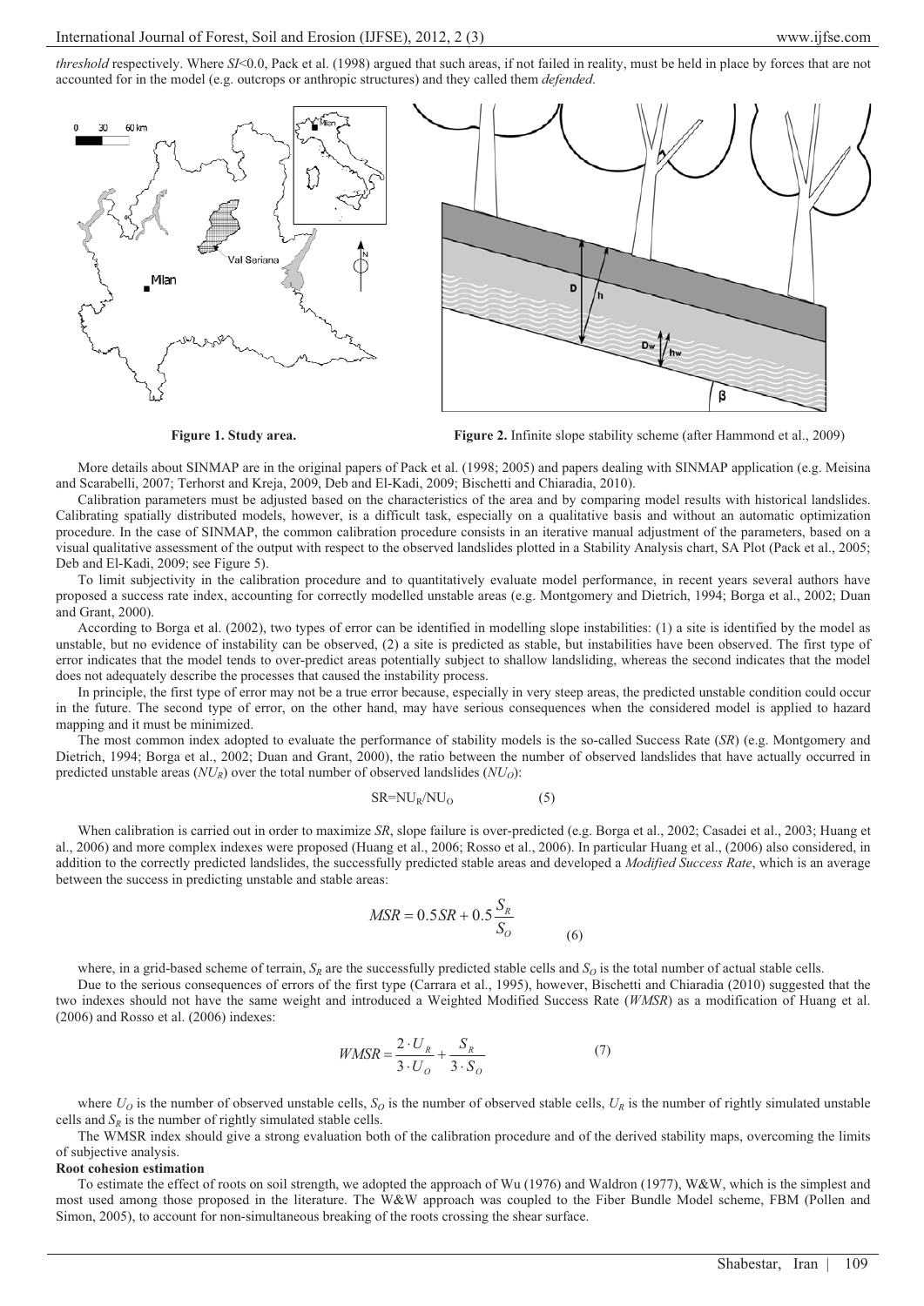*threshold* respectively. Where $SI$<0.0, Pack et al. (1998) argued that such areas, if not failed in reality, must be held in place by forces that are not accounted for in the model (e.g. outcrops or anthropic structures) and they called them *defended*.

**Figure 1. Study area.**

**Figure 2.** Infinite slope stability scheme (after Hammond et al., 2009)

More details about SINMAP are in the original papers of Pack et al. (1998; 2005) and papers dealing with SINMAP application (e.g. Meisina and Scarabelli, 2007; Terhorst and Kreja, 2009, Deb and El-Kadi, 2009; Bischetti and Chiaradia, 2010).

Calibration parameters must be adjusted based on the characteristics of the area and by comparing model results with historical landslides. Calibrating spatially distributed models, however, is a difficult task, especially on a qualitative basis and without an automatic optimization procedure. In the case of SINMAP, the common calibration procedure consists in an iterative manual adjustment of the parameters, based on a visual qualitative assessment of the output with respect to the observed landslides plotted in a Stability Analysis chart, SA Plot (Pack et al., 2005; Deb and El-Kadi, 2009; see Figure 5).

To limit subjectivity in the calibration procedure and to quantitatively evaluate model performance, in recent years several authors have proposed a success rate index, accounting for correctly modelled unstable areas (e.g. Montgomery and Dietrich, 1994; Borga et al., 2002; Duan and Grant, 2000).

According to Borga et al. (2002), two types of error can be identified in modelling slope instabilities: (1) a site is identified by the model as unstable, but no evidence of instability can be observed, (2) a site is predicted as stable, but instabilities have been observed. The first type of error indicates that the model tends to over-predict areas potentially subject to shallow landsliding, whereas the second indicates that the model does not adequately describe the processes that caused the instability process.

In principle, the first type of error may not be a true error because, especially in very steep areas, the predicted unstable condition could occur in the future. The second type of error, on the other hand, may have serious consequences when the considered model is applied to hazard mapping and it must be minimized.

The most common index adopted to evaluate the performance of stability models is the so-called Success Rate ($SR$) (e.g. Montgomery and Dietrich, 1994; Borga et al., 2002; Duan and Grant, 2000), the ratio between the number of observed landslides that have actually occurred in predicted unstable areas ($NU_R$) over the total number of observed landslides ($NU_O$):

$$SR = NU_R / NU_O \qquad (5)$$

When calibration is carried out in order to maximize $SR$, slope failure is over-predicted (e.g. Borga et al., 2002; Casadei et al., 2003; Huang et al., 2006) and more complex indexes were proposed (Huang et al., 2006; Rosso et al., 2006). In particular Huang et al., (2006) also considered, in addition to the correctly predicted landslides, the successfully predicted stable areas and developed a *Modified Success Rate*, which is an average between the success in predicting unstable and stable areas:

$$MSR = 0.5SR + 0.5\frac{S_R}{S_O} \qquad (6)$$

where, in a grid-based scheme of terrain, $S_R$ are the successfully predicted stable cells and $S_O$ is the total number of actual stable cells.

Due to the serious consequences of errors of the first type (Carrara et al., 1995), however, Bischetti and Chiaradia (2010) suggested that the two indexes should not have the same weight and introduced a Weighted Modified Success Rate ($WMSR$) as a modification of Huang et al. (2006) and Rosso et al. (2006) indexes:

$$WMSR = \frac{2 \cdot U_R}{3 \cdot U_O} + \frac{S_R}{3 \cdot S_O} \qquad (7)$$

where $U_O$ is the number of observed unstable cells, $S_O$ is the number of observed stable cells, $U_R$ is the number of rightly simulated unstable cells and $S_R$ is the number of rightly simulated stable cells.

The WMSR index should give a strong evaluation both of the calibration procedure and of the derived stability maps, overcoming the limits of subjective analysis.

**Root cohesion estimation**

To estimate the effect of roots on soil strength, we adopted the approach of Wu (1976) and Waldron (1977), W&W, which is the simplest and most used among those proposed in the literature. The W&W approach was coupled to the Fiber Bundle Model scheme, FBM (Pollen and Simon, 2005), to account for non-simultaneous breaking of the roots crossing the shear surface.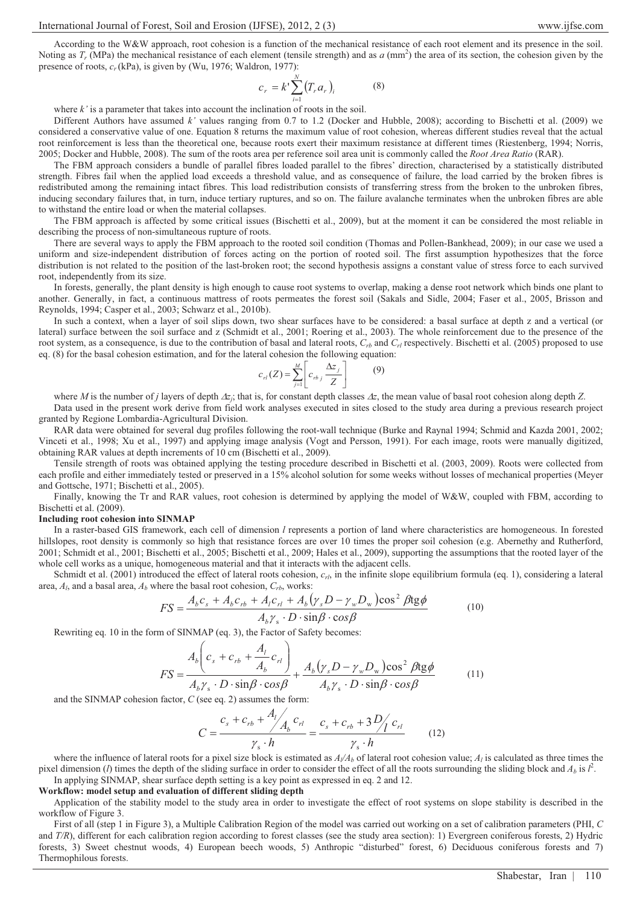According to the W&W approach, root cohesion is a function of the mechanical resistance of each root element and its presence in the soil. Noting as $T_r$ (MPa) the mechanical resistance of each element (tensile strength) and as $a$ (mm$^2$) the area of its section, the cohesion given by the presence of roots, $c_r$ (kPa), is given by (Wu, 1976; Waldron, 1977):

$$c_r = k' \sum_{i=1}^{N} \left(T_r a_r\right)_i \qquad (8)$$

where $k'$ is a parameter that takes into account the inclination of roots in the soil.

Different Authors have assumed $k'$ values ranging from 0.7 to 1.2 (Docker and Hubble, 2008); according to Bischetti et al. (2009) we considered a conservative value of one. Equation 8 returns the maximum value of root cohesion, whereas different studies reveal that the actual root reinforcement is less than the theoretical one, because roots exert their maximum resistance at different times (Riestenberg, 1994; Norris, 2005; Docker and Hubble, 2008). The sum of the roots area per reference soil area unit is commonly called the *Root Area Ratio* (RAR).

The FBM approach considers a bundle of parallel fibres loaded parallel to the fibres' direction, characterised by a statistically distributed strength. Fibres fail when the applied load exceeds a threshold value, and as consequence of failure, the load carried by the broken fibres is redistributed among the remaining intact fibres. This load redistribution consists of transferring stress from the broken to the unbroken fibres, inducing secondary failures that, in turn, induce tertiary ruptures, and so on. The failure avalanche terminates when the unbroken fibres are able to withstand the entire load or when the material collapses.

The FBM approach is affected by some critical issues (Bischetti et al., 2009), but at the moment it can be considered the most reliable in describing the process of non-simultaneous rupture of roots.

There are several ways to apply the FBM approach to the rooted soil condition (Thomas and Pollen-Bankhead, 2009); in our case we used a uniform and size-independent distribution of forces acting on the portion of rooted soil. The first assumption hypothesizes that the force distribution is not related to the position of the last-broken root; the second hypothesis assigns a constant value of stress force to each survived root, independently from its size.

In forests, generally, the plant density is high enough to cause root systems to overlap, making a dense root network which binds one plant to another. Generally, in fact, a continuous mattress of roots permeates the forest soil (Sakals and Sidle, 2004; Faser et al., 2005, Brisson and Reynolds, 1994; Casper et al., 2003; Schwarz et al., 2010b).

In such a context, when a layer of soil slips down, two shear surfaces have to be considered: a basal surface at depth z and a vertical (or lateral) surface between the soil surface and z (Schmidt et al., 2001; Roering et al., 2003). The whole reinforcement due to the presence of the root system, as a consequence, is due to the contribution of basal and lateral roots, $C_{rb}$ and $C_{rl}$ respectively. Bischetti et al. (2005) proposed to use eq. (8) for the basal cohesion estimation, and for the lateral cohesion the following equation:

$$c_{rl}(Z) = \sum_{j=1}^{M} \left[ c_{rb\,j} \frac{\Delta z_j}{Z} \right] \qquad (9)$$

where $M$ is the number of $j$ layers of depth $\Delta z_j$; that is, for constant depth classes $\Delta z$, the mean value of basal root cohesion along depth $Z$.

Data used in the present work derive from field work analyses executed in sites closed to the study area during a previous research project granted by Regione Lombardia-Agricultural Division.

RAR data were obtained for several dug profiles following the root-wall technique (Burke and Raynal 1994; Schmid and Kazda 2001, 2002; Vinceti et al., 1998; Xu et al., 1997) and applying image analysis (Vogt and Persson, 1991). For each image, roots were manually digitized, obtaining RAR values at depth increments of 10 cm (Bischetti et al., 2009).

Tensile strength of roots was obtained applying the testing procedure described in Bischetti et al. (2003, 2009). Roots were collected from each profile and either immediately tested or preserved in a 15% alcohol solution for some weeks without losses of mechanical properties (Meyer and Gottsche, 1971; Bischetti et al., 2005).

Finally, knowing the Tr and RAR values, root cohesion is determined by applying the model of W&W, coupled with FBM, according to Bischetti et al. (2009).

**Including root cohesion into SINMAP**

In a raster-based GIS framework, each cell of dimension $l$ represents a portion of land where characteristics are homogeneous. In forested hillslopes, root density is commonly so high that resistance forces are over 10 times the proper soil cohesion (e.g. Abernethy and Rutherford, 2001; Schmidt et al., 2001; Bischetti et al., 2005; Bischetti et al., 2009; Hales et al., 2009), supporting the assumptions that the rooted layer of the whole cell works as a unique, homogeneous material and that it interacts with the adjacent cells.

Schmidt et al. (2001) introduced the effect of lateral roots cohesion, $c_{rl}$, in the infinite slope equilibrium formula (eq. 1), considering a lateral area, $A_l$, and a basal area, $A_b$ where the basal root cohesion, $C_{rb}$, works:

$$FS = \frac{A_b c_s + A_b c_{rb} + A_l c_{rl} + A_b\left(\gamma_s D - \gamma_w D_w\right)\cos^2\beta \operatorname{tg}\phi}{A_b \gamma_s \cdot D \cdot \sin\beta \cdot \cos\beta} \qquad (10)$$

Rewriting eq. 10 in the form of SINMAP (eq. 3), the Factor of Safety becomes:

$$FS = \frac{A_b\left(c_s + c_{rb} + \dfrac{A_l}{A_b} c_{rl}\right)}{A_b \gamma_s \cdot D \cdot \sin\beta \cdot \cos\beta} + \frac{A_b\left(\gamma_s D - \gamma_w D_w\right)\cos^2\beta \operatorname{tg}\phi}{A_b \gamma_s \cdot D \cdot \sin\beta \cdot \cos\beta} \qquad (11)$$

and the SINMAP cohesion factor, $C$ (see eq. 2) assumes the form:

$$C = \frac{c_s + c_{rb} + {A_l}/{A_b}\, c_{rl}}{\gamma_s \cdot h} = \frac{c_s + c_{rb} + 3\,{D}/{l}\, c_{rl}}{\gamma_s \cdot h} \qquad (12)$$

where the influence of lateral roots for a pixel size block is estimated as $A_l/A_b$ of lateral root cohesion value; $A_l$ is calculated as three times the pixel dimension ($l$) times the depth of the sliding surface in order to consider the effect of all the roots surrounding the sliding block and $A_b$ is $l^2$.

In applying SINMAP, shear surface depth setting is a key point as expressed in eq. 2 and 12.

**Workflow: model setup and evaluation of different sliding depth**

Application of the stability model to the study area in order to investigate the effect of root systems on slope stability is described in the workflow of Figure 3.

First of all (step 1 in Figure 3), a Multiple Calibration Region of the model was carried out working on a set of calibration parameters (PHI, $C$ and $T/R$), different for each calibration region according to forest classes (see the study area section): 1) Evergreen coniferous forests, 2) Hydric forests, 3) Sweet chestnut woods, 4) European beech woods, 5) Anthropic "disturbed" forest, 6) Deciduous coniferous forests and 7) Thermophilous forests.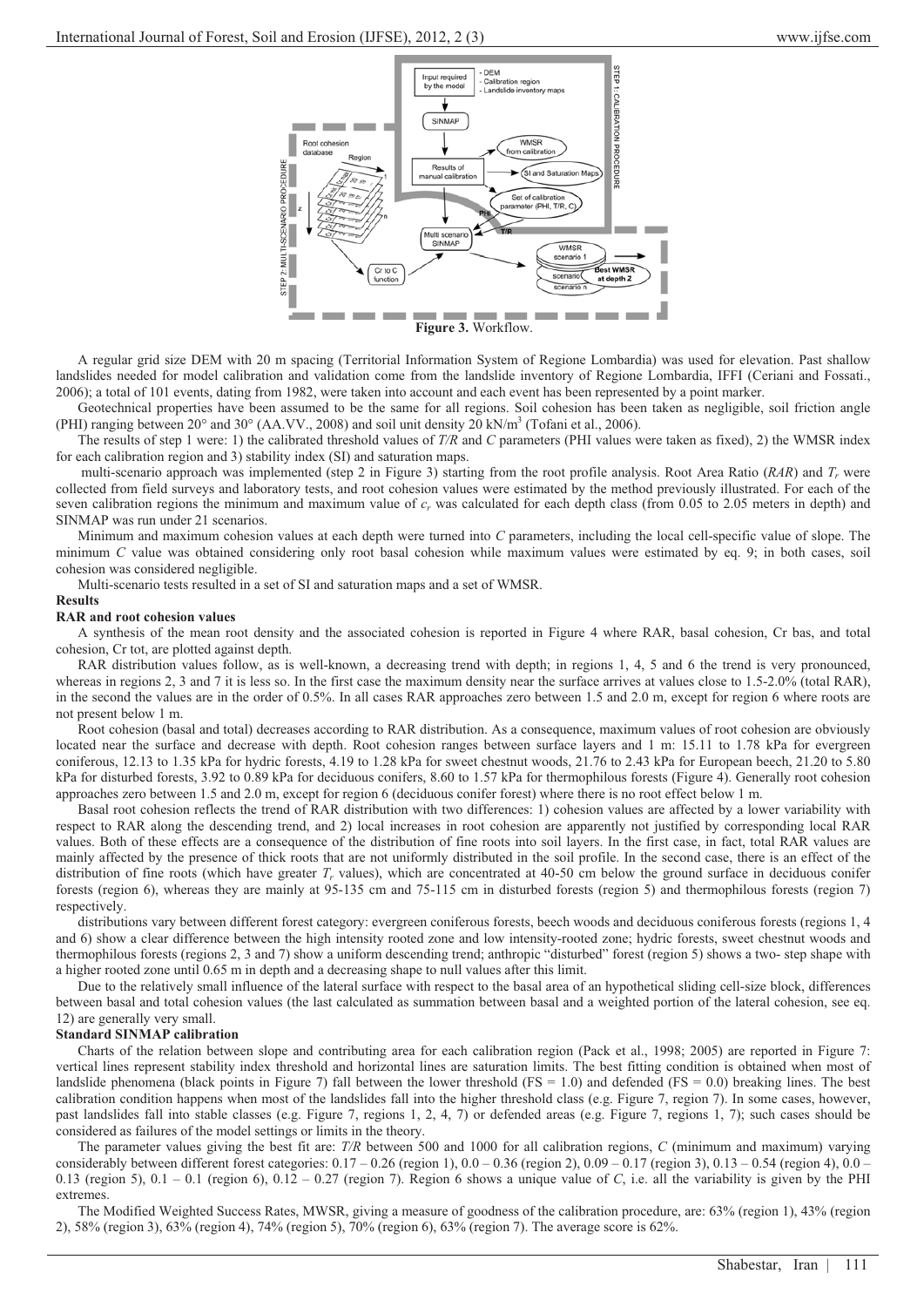**Figure 3.** Workflow.

A regular grid size DEM with 20 m spacing (Territorial Information System of Regione Lombardia) was used for elevation. Past shallow landslides needed for model calibration and validation come from the landslide inventory of Regione Lombardia, IFFI (Ceriani and Fossati., 2006); a total of 101 events, dating from 1982, were taken into account and each event has been represented by a point marker.

Geotechnical properties have been assumed to be the same for all regions. Soil cohesion has been taken as negligible, soil friction angle (PHI) ranging between 20° and 30° (AA.VV., 2008) and soil unit density 20 kN/m$^3$ (Tofani et al., 2006).

The results of step 1 were: 1) the calibrated threshold values of *T/R* and *C* parameters (PHI values were taken as fixed), 2) the WMSR index for each calibration region and 3) stability index (SI) and saturation maps.

multi-scenario approach was implemented (step 2 in Figure 3) starting from the root profile analysis. Root Area Ratio (*RAR*) and $T_r$ were collected from field surveys and laboratory tests, and root cohesion values were estimated by the method previously illustrated. For each of the seven calibration regions the minimum and maximum value of $c_r$ was calculated for each depth class (from 0.05 to 2.05 meters in depth) and SINMAP was run under 21 scenarios.

Minimum and maximum cohesion values at each depth were turned into *C* parameters, including the local cell-specific value of slope. The minimum *C* value was obtained considering only root basal cohesion while maximum values were estimated by eq. 9; in both cases, soil cohesion was considered negligible.

Multi-scenario tests resulted in a set of SI and saturation maps and a set of WMSR.

## Results

### RAR and root cohesion values

A synthesis of the mean root density and the associated cohesion is reported in Figure 4 where RAR, basal cohesion, Cr bas, and total cohesion, Cr tot, are plotted against depth.

RAR distribution values follow, as is well-known, a decreasing trend with depth; in regions 1, 4, 5 and 6 the trend is very pronounced, whereas in regions 2, 3 and 7 it is less so. In the first case the maximum density near the surface arrives at values close to 1.5-2.0% (total RAR), in the second the values are in the order of 0.5%. In all cases RAR approaches zero between 1.5 and 2.0 m, except for region 6 where roots are not present below 1 m.

Root cohesion (basal and total) decreases according to RAR distribution. As a consequence, maximum values of root cohesion are obviously located near the surface and decrease with depth. Root cohesion ranges between surface layers and 1 m: 15.11 to 1.78 kPa for evergreen coniferous, 12.13 to 1.35 kPa for hydric forests, 4.19 to 1.28 kPa for sweet chestnut woods, 21.76 to 2.43 kPa for European beech, 21.20 to 5.80 kPa for disturbed forests, 3.92 to 0.89 kPa for deciduous conifers, 8.60 to 1.57 kPa for thermophilous forests (Figure 4). Generally root cohesion approaches zero between 1.5 and 2.0 m, except for region 6 (deciduous conifer forest) where there is no root effect below 1 m.

Basal root cohesion reflects the trend of RAR distribution with two differences: 1) cohesion values are affected by a lower variability with respect to RAR along the descending trend, and 2) local increases in root cohesion are apparently not justified by corresponding local RAR values. Both of these effects are a consequence of the distribution of fine roots into soil layers. In the first case, in fact, total RAR values are mainly affected by the presence of thick roots that are not uniformly distributed in the soil profile. In the second case, there is an effect of the distribution of fine roots (which have greater $T_r$ values), which are concentrated at 40-50 cm below the ground surface in deciduous conifer forests (region 6), whereas they are mainly at 95-135 cm and 75-115 cm in disturbed forests (region 5) and thermophilous forests (region 7) respectively.

distributions vary between different forest category: evergreen coniferous forests, beech woods and deciduous coniferous forests (regions 1, 4 and 6) show a clear difference between the high intensity rooted zone and low intensity-rooted zone; hydric forests, sweet chestnut woods and thermophilous forests (regions 2, 3 and 7) show a uniform descending trend; anthropic "disturbed" forest (region 5) shows a two- step shape with a higher rooted zone until 0.65 m in depth and a decreasing shape to null values after this limit.

Due to the relatively small influence of the lateral surface with respect to the basal area of an hypothetical sliding cell-size block, differences between basal and total cohesion values (the last calculated as summation between basal and a weighted portion of the lateral cohesion, see eq. 12) are generally very small.

### Standard SINMAP calibration

Charts of the relation between slope and contributing area for each calibration region (Pack et al., 1998; 2005) are reported in Figure 7: vertical lines represent stability index threshold and horizontal lines are saturation limits. The best fitting condition is obtained when most of landslide phenomena (black points in Figure 7) fall between the lower threshold (FS = 1.0) and defended (FS = 0.0) breaking lines. The best calibration condition happens when most of the landslides fall into the higher threshold class (e.g. Figure 7, region 7). In some cases, however, past landslides fall into stable classes (e.g. Figure 7, regions 1, 2, 4, 7) or defended areas (e.g. Figure 7, regions 1, 7); such cases should be considered as failures of the model settings or limits in the theory.

The parameter values giving the best fit are: *T/R* between 500 and 1000 for all calibration regions, *C* (minimum and maximum) varying considerably between different forest categories: 0.17 – 0.26 (region 1), 0.0 – 0.36 (region 2), 0.09 – 0.17 (region 3), 0.13 – 0.54 (region 4), 0.0 – 0.13 (region 5), 0.1 – 0.1 (region 6), 0.12 – 0.27 (region 7). Region 6 shows a unique value of *C*, i.e. all the variability is given by the PHI extremes.

The Modified Weighted Success Rates, MWSR, giving a measure of goodness of the calibration procedure, are: 63% (region 1), 43% (region 2), 58% (region 3), 63% (region 4), 74% (region 5), 70% (region 6), 63% (region 7). The average score is 62%.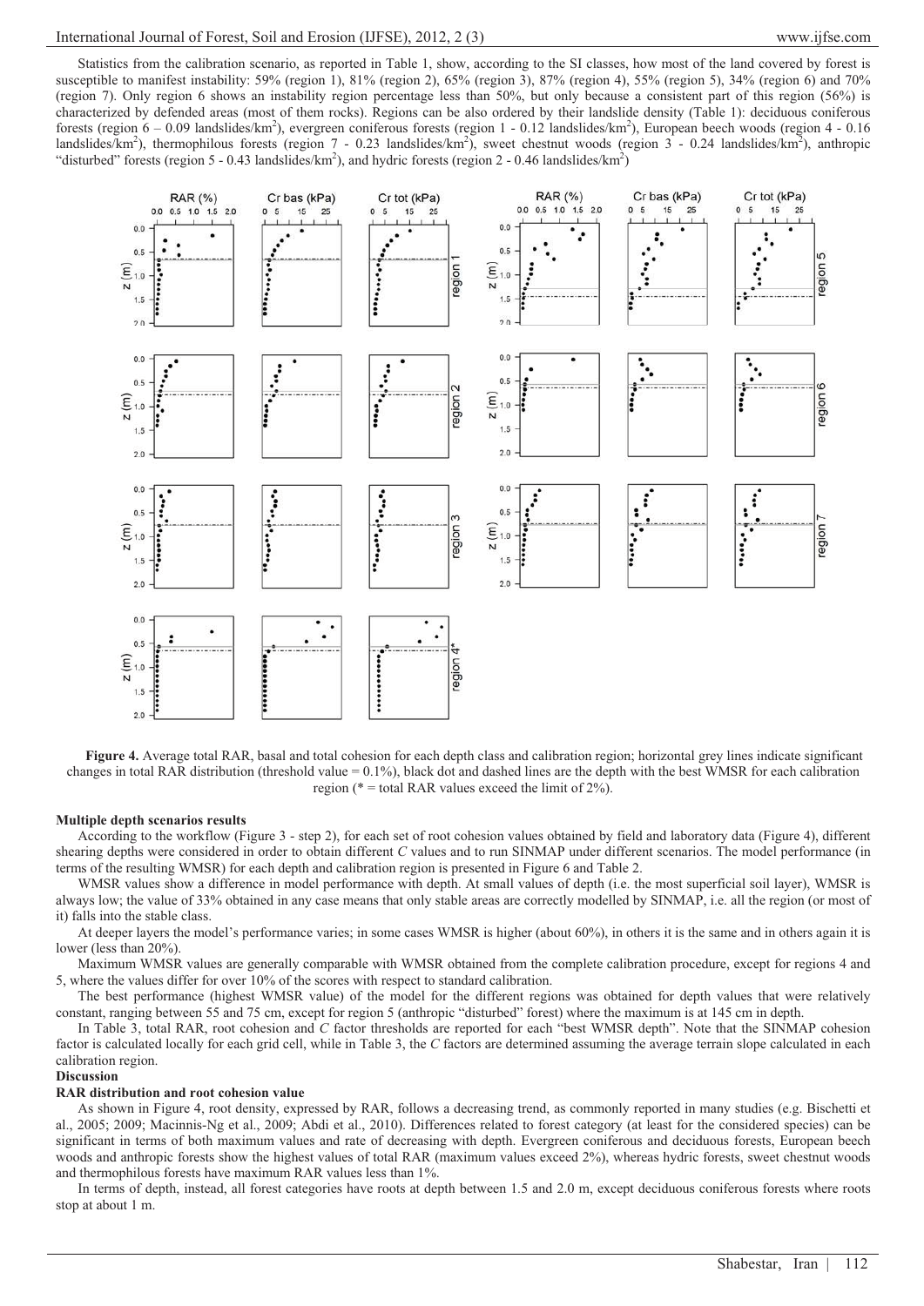Statistics from the calibration scenario, as reported in Table 1, show, according to the SI classes, how most of the land covered by forest is susceptible to manifest instability: 59% (region 1), 81% (region 2), 65% (region 3), 87% (region 4), 55% (region 5), 34% (region 6) and 70% (region 7). Only region 6 shows an instability region percentage less than 50%, but only because a consistent part of this region (56%) is characterized by defended areas (most of them rocks). Regions can be also ordered by their landslide density (Table 1): deciduous coniferous forests (region 6 – 0.09 landslides/km$^2$), evergreen coniferous forests (region 1 - 0.12 landslides/km$^2$), European beech woods (region 4 - 0.16 landslides/km$^2$), thermophilous forests (region 7 - 0.23 landslides/km$^2$), sweet chestnut woods (region 3 - 0.24 landslides/km$^2$), anthropic "disturbed" forests (region 5 - 0.43 landslides/km$^2$), and hydric forests (region 2 - 0.46 landslides/km$^2$)

**Figure 4.** Average total RAR, basal and total cohesion for each depth class and calibration region; horizontal grey lines indicate significant changes in total RAR distribution (threshold value = 0.1%), black dot and dashed lines are the depth with the best WMSR for each calibration region (* = total RAR values exceed the limit of 2%).

#### Multiple depth scenarios results

According to the workflow (Figure 3 - step 2), for each set of root cohesion values obtained by field and laboratory data (Figure 4), different shearing depths were considered in order to obtain different *C* values and to run SINMAP under different scenarios. The model performance (in terms of the resulting WMSR) for each depth and calibration region is presented in Figure 6 and Table 2.

WMSR values show a difference in model performance with depth. At small values of depth (i.e. the most superficial soil layer), WMSR is always low; the value of 33% obtained in any case means that only stable areas are correctly modelled by SINMAP, i.e. all the region (or most of it) falls into the stable class.

At deeper layers the model's performance varies; in some cases WMSR is higher (about 60%), in others it is the same and in others again it is lower (less than 20%).

Maximum WMSR values are generally comparable with WMSR obtained from the complete calibration procedure, except for regions 4 and 5, where the values differ for over 10% of the scores with respect to standard calibration.

The best performance (highest WMSR value) of the model for the different regions was obtained for depth values that were relatively constant, ranging between 55 and 75 cm, except for region 5 (anthropic "disturbed" forest) where the maximum is at 145 cm in depth.

In Table 3, total RAR, root cohesion and *C* factor thresholds are reported for each "best WMSR depth". Note that the SINMAP cohesion factor is calculated locally for each grid cell, while in Table 3, the *C* factors are determined assuming the average terrain slope calculated in each calibration region.

## Discussion

#### RAR distribution and root cohesion value

As shown in Figure 4, root density, expressed by RAR, follows a decreasing trend, as commonly reported in many studies (e.g. Bischetti et al., 2005; 2009; Macinnis-Ng et al., 2009; Abdi et al., 2010). Differences related to forest category (at least for the considered species) can be significant in terms of both maximum values and rate of decreasing with depth. Evergreen coniferous and deciduous forests, European beech woods and anthropic forests show the highest values of total RAR (maximum values exceed 2%), whereas hydric forests, sweet chestnut woods and thermophilous forests have maximum RAR values less than 1%.

In terms of depth, instead, all forest categories have roots at depth between 1.5 and 2.0 m, except deciduous coniferous forests where roots stop at about 1 m.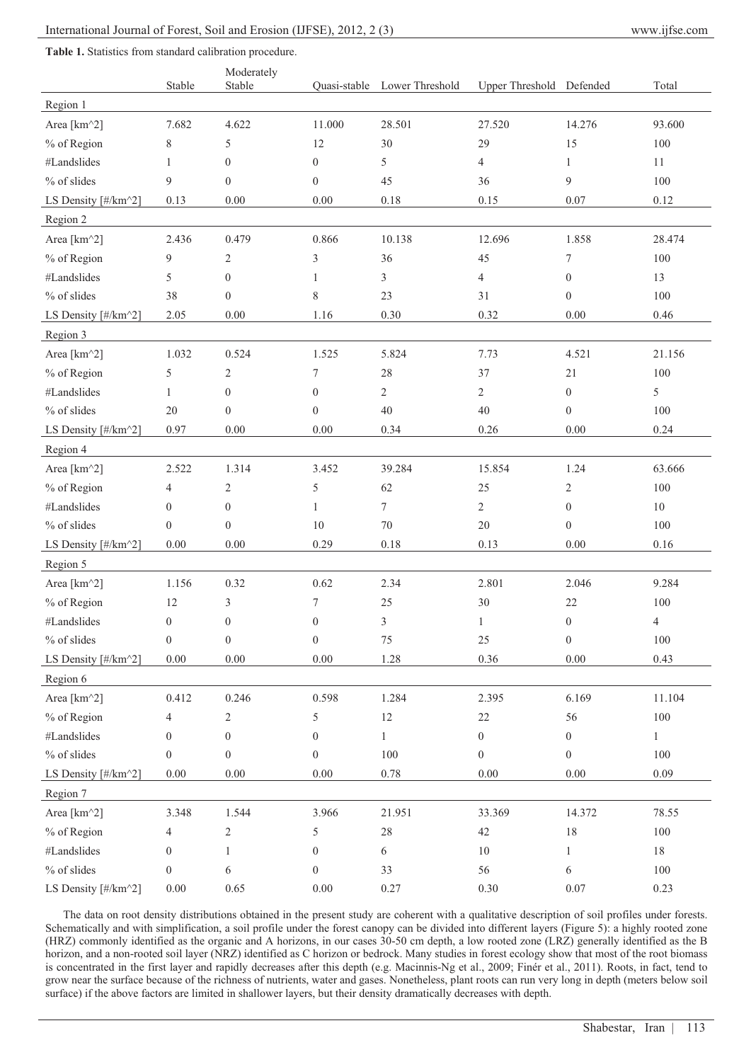**Table 1.** Statistics from standard calibration procedure.

| | Stable | Moderately Stable | Quasi-stable | Lower Threshold | Upper Threshold | Defended | Total |
|---|---|---|---|---|---|---|---|
| Region 1 | | | | | | | |
| Area [km^2] | 7.682 | 4.622 | 11.000 | 28.501 | 27.520 | 14.276 | 93.600 |
| % of Region | 8 | 5 | 12 | 30 | 29 | 15 | 100 |
| #Landslides | 1 | 0 | 0 | 5 | 4 | 1 | 11 |
| % of slides | 9 | 0 | 0 | 45 | 36 | 9 | 100 |
| LS Density [#/km^2] | 0.13 | 0.00 | 0.00 | 0.18 | 0.15 | 0.07 | 0.12 |
| Region 2 | | | | | | | |
| Area [km^2] | 2.436 | 0.479 | 0.866 | 10.138 | 12.696 | 1.858 | 28.474 |
| % of Region | 9 | 2 | 3 | 36 | 45 | 7 | 100 |
| #Landslides | 5 | 0 | 1 | 3 | 4 | 0 | 13 |
| % of slides | 38 | 0 | 8 | 23 | 31 | 0 | 100 |
| LS Density [#/km^2] | 2.05 | 0.00 | 1.16 | 0.30 | 0.32 | 0.00 | 0.46 |
| Region 3 | | | | | | | |
| Area [km^2] | 1.032 | 0.524 | 1.525 | 5.824 | 7.73 | 4.521 | 21.156 |
| % of Region | 5 | 2 | 7 | 28 | 37 | 21 | 100 |
| #Landslides | 1 | 0 | 0 | 2 | 2 | 0 | 5 |
| % of slides | 20 | 0 | 0 | 40 | 40 | 0 | 100 |
| LS Density [#/km^2] | 0.97 | 0.00 | 0.00 | 0.34 | 0.26 | 0.00 | 0.24 |
| Region 4 | | | | | | | |
| Area [km^2] | 2.522 | 1.314 | 3.452 | 39.284 | 15.854 | 1.24 | 63.666 |
| % of Region | 4 | 2 | 5 | 62 | 25 | 2 | 100 |
| #Landslides | 0 | 0 | 1 | 7 | 2 | 0 | 10 |
| % of slides | 0 | 0 | 10 | 70 | 20 | 0 | 100 |
| LS Density [#/km^2] | 0.00 | 0.00 | 0.29 | 0.18 | 0.13 | 0.00 | 0.16 |
| Region 5 | | | | | | | |
| Area [km^2] | 1.156 | 0.32 | 0.62 | 2.34 | 2.801 | 2.046 | 9.284 |
| % of Region | 12 | 3 | 7 | 25 | 30 | 22 | 100 |
| #Landslides | 0 | 0 | 0 | 3 | 1 | 0 | 4 |
| % of slides | 0 | 0 | 0 | 75 | 25 | 0 | 100 |
| LS Density [#/km^2] | 0.00 | 0.00 | 0.00 | 1.28 | 0.36 | 0.00 | 0.43 |
| Region 6 | | | | | | | |
| Area [km^2] | 0.412 | 0.246 | 0.598 | 1.284 | 2.395 | 6.169 | 11.104 |
| % of Region | 4 | 2 | 5 | 12 | 22 | 56 | 100 |
| #Landslides | 0 | 0 | 0 | 1 | 0 | 0 | 1 |
| % of slides | 0 | 0 | 0 | 100 | 0 | 0 | 100 |
| LS Density [#/km^2] | 0.00 | 0.00 | 0.00 | 0.78 | 0.00 | 0.00 | 0.09 |
| Region 7 | | | | | | | |
| Area [km^2] | 3.348 | 1.544 | 3.966 | 21.951 | 33.369 | 14.372 | 78.55 |
| % of Region | 4 | 2 | 5 | 28 | 42 | 18 | 100 |
| #Landslides | 0 | 1 | 0 | 6 | 10 | 1 | 18 |
| % of slides | 0 | 6 | 0 | 33 | 56 | 6 | 100 |
| LS Density [#/km^2] | 0.00 | 0.65 | 0.00 | 0.27 | 0.30 | 0.07 | 0.23 |

The data on root density distributions obtained in the present study are coherent with a qualitative description of soil profiles under forests. Schematically and with simplification, a soil profile under the forest canopy can be divided into different layers (Figure 5): a highly rooted zone (HRZ) commonly identified as the organic and A horizons, in our cases 30-50 cm depth, a low rooted zone (LRZ) generally identified as the B horizon, and a non-rooted soil layer (NRZ) identified as C horizon or bedrock. Many studies in forest ecology show that most of the root biomass is concentrated in the first layer and rapidly decreases after this depth (e.g. Macinnis-Ng et al., 2009; Finér et al., 2011). Roots, in fact, tend to grow near the surface because of the richness of nutrients, water and gases. Nonetheless, plant roots can run very long in depth (meters below soil surface) if the above factors are limited in shallower layers, but their density dramatically decreases with depth.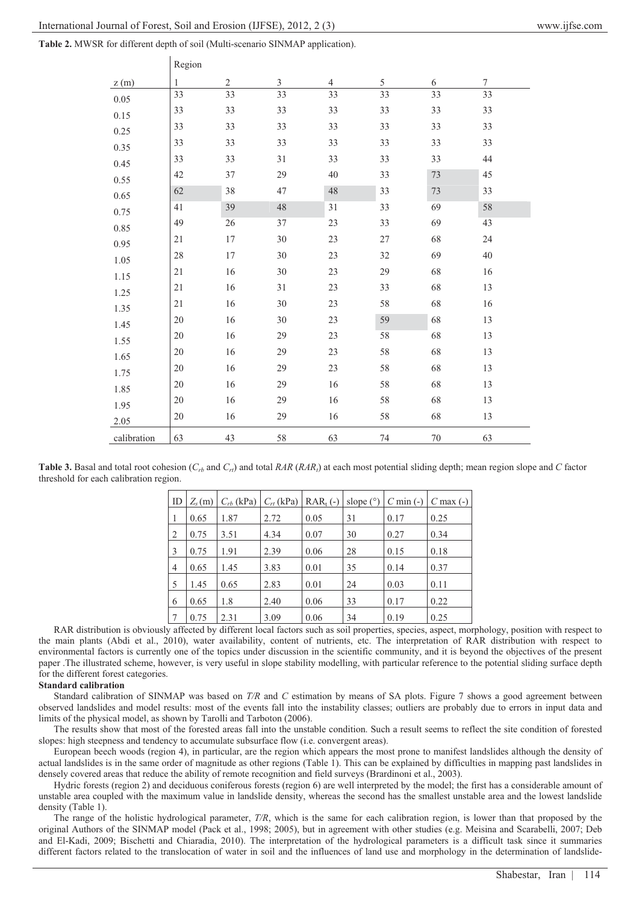**Table 2.** MWSR for different depth of soil (Multi-scenario SINMAP application).

| | Region | | | | | | |
|---|---|---|---|---|---|---|---|
| z (m) | 1 | 2 | 3 | 4 | 5 | 6 | 7 |
| 0.05 | 33 | 33 | 33 | 33 | 33 | 33 | 33 |
| 0.15 | 33 | 33 | 33 | 33 | 33 | 33 | 33 |
| 0.25 | 33 | 33 | 33 | 33 | 33 | 33 | 33 |
| 0.35 | 33 | 33 | 33 | 33 | 33 | 33 | 33 |
| 0.45 | 33 | 33 | 31 | 33 | 33 | 33 | 44 |
| 0.55 | 42 | 37 | 29 | 40 | 33 | 73 | 45 |
| 0.65 | 62 | 38 | 47 | 48 | 33 | 73 | 33 |
| 0.75 | 41 | 39 | 48 | 31 | 33 | 69 | 58 |
| 0.85 | 49 | 26 | 37 | 23 | 33 | 69 | 43 |
| 0.95 | 21 | 17 | 30 | 23 | 27 | 68 | 24 |
| 1.05 | 28 | 17 | 30 | 23 | 32 | 69 | 40 |
| 1.15 | 21 | 16 | 30 | 23 | 29 | 68 | 16 |
| 1.25 | 21 | 16 | 31 | 23 | 33 | 68 | 13 |
| 1.35 | 21 | 16 | 30 | 23 | 58 | 68 | 16 |
| 1.45 | 20 | 16 | 30 | 23 | 59 | 68 | 13 |
| 1.55 | 20 | 16 | 29 | 23 | 58 | 68 | 13 |
| 1.65 | 20 | 16 | 29 | 23 | 58 | 68 | 13 |
| 1.75 | 20 | 16 | 29 | 23 | 58 | 68 | 13 |
| 1.85 | 20 | 16 | 29 | 16 | 58 | 68 | 13 |
| 1.95 | 20 | 16 | 29 | 16 | 58 | 68 | 13 |
| 2.05 | 20 | 16 | 29 | 16 | 58 | 68 | 13 |
| calibration | 63 | 43 | 58 | 63 | 74 | 70 | 63 |

**Table 3.** Basal and total root cohesion ($C_{rb}$ and $C_{rt}$) and total *RAR* ($RAR_t$) at each most potential sliding depth; mean region slope and *C* factor threshold for each calibration region.

| ID | $Z_s$ (m) | $C_{rb}$ (kPa) | $C_{rt}$ (kPa) | $RAR_t$ (-) | slope (°) | *C* min (-) | *C* max (-) |
|---|---|---|---|---|---|---|---|
| 1 | 0.65 | 1.87 | 2.72 | 0.05 | 31 | 0.17 | 0.25 |
| 2 | 0.75 | 3.51 | 4.34 | 0.07 | 30 | 0.27 | 0.34 |
| 3 | 0.75 | 1.91 | 2.39 | 0.06 | 28 | 0.15 | 0.18 |
| 4 | 0.65 | 1.45 | 3.83 | 0.01 | 35 | 0.14 | 0.37 |
| 5 | 1.45 | 0.65 | 2.83 | 0.01 | 24 | 0.03 | 0.11 |
| 6 | 0.65 | 1.8 | 2.40 | 0.06 | 33 | 0.17 | 0.22 |
| 7 | 0.75 | 2.31 | 3.09 | 0.06 | 34 | 0.19 | 0.25 |

RAR distribution is obviously affected by different local factors such as soil properties, species, aspect, morphology, position with respect to the main plants (Abdi et al., 2010), water availability, content of nutrients, etc. The interpretation of RAR distribution with respect to environmental factors is currently one of the topics under discussion in the scientific community, and it is beyond the objectives of the present paper .The illustrated scheme, however, is very useful in slope stability modelling, with particular reference to the potential sliding surface depth for the different forest categories.

**Standard calibration**

Standard calibration of SINMAP was based on *T/R* and *C* estimation by means of SA plots. Figure 7 shows a good agreement between observed landslides and model results: most of the events fall into the instability classes; outliers are probably due to errors in input data and limits of the physical model, as shown by Tarolli and Tarboton (2006).

The results show that most of the forested areas fall into the unstable condition. Such a result seems to reflect the site condition of forested slopes: high steepness and tendency to accumulate subsurface flow (i.e. convergent areas).

European beech woods (region 4), in particular, are the region which appears the most prone to manifest landslides although the density of actual landslides is in the same order of magnitude as other regions (Table 1). This can be explained by difficulties in mapping past landslides in densely covered areas that reduce the ability of remote recognition and field surveys (Brardinoni et al., 2003).

Hydric forests (region 2) and deciduous coniferous forests (region 6) are well interpreted by the model; the first has a considerable amount of unstable area coupled with the maximum value in landslide density, whereas the second has the smallest unstable area and the lowest landslide density (Table 1).

The range of the holistic hydrological parameter, *T/R*, which is the same for each calibration region, is lower than that proposed by the original Authors of the SINMAP model (Pack et al., 1998; 2005), but in agreement with other studies (e.g. Meisina and Scarabelli, 2007; Deb and El-Kadi, 2009; Bischetti and Chiaradia, 2010). The interpretation of the hydrological parameters is a difficult task since it summaries different factors related to the translocation of water in soil and the influences of land use and morphology in the determination of landslide-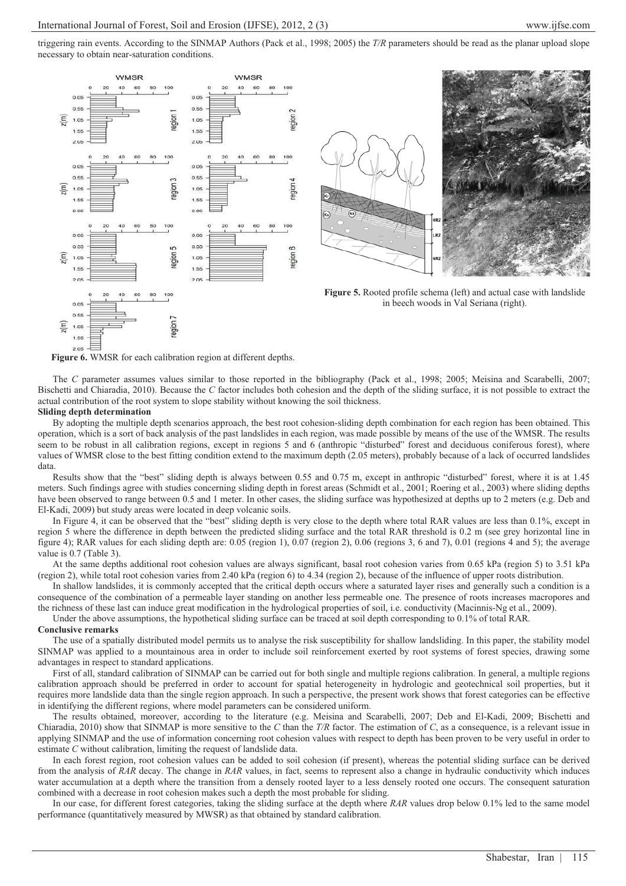triggering rain events. According to the SINMAP Authors (Pack et al., 1998; 2005) the *T/R* parameters should be read as the planar upload slope necessary to obtain near-saturation conditions.

**Figure 6.** WMSR for each calibration region at different depths.

**Figure 5.** Rooted profile schema (left) and actual case with landslide in beech woods in Val Seriana (right).

The *C* parameter assumes values similar to those reported in the bibliography (Pack et al., 1998; 2005; Meisina and Scarabelli, 2007; Bischetti and Chiaradia, 2010). Because the *C* factor includes both cohesion and the depth of the sliding surface, it is not possible to extract the actual contribution of the root system to slope stability without knowing the soil thickness.

**Sliding depth determination**

By adopting the multiple depth scenarios approach, the best root cohesion-sliding depth combination for each region has been obtained. This operation, which is a sort of back analysis of the past landslides in each region, was made possible by means of the use of the WMSR. The results seem to be robust in all calibration regions, except in regions 5 and 6 (anthropic "disturbed" forest and deciduous coniferous forest), where values of WMSR close to the best fitting condition extend to the maximum depth (2.05 meters), probably because of a lack of occurred landslides data.

Results show that the "best" sliding depth is always between 0.55 and 0.75 m, except in anthropic "disturbed" forest, where it is at 1.45 meters. Such findings agree with studies concerning sliding depth in forest areas (Schmidt et al., 2001; Roering et al., 2003) where sliding depths have been observed to range between 0.5 and 1 meter. In other cases, the sliding surface was hypothesized at depths up to 2 meters (e.g. Deb and El-Kadi, 2009) but study areas were located in deep volcanic soils.

In Figure 4, it can be observed that the "best" sliding depth is very close to the depth where total RAR values are less than 0.1%, except in region 5 where the difference in depth between the predicted sliding surface and the total RAR threshold is 0.2 m (see grey horizontal line in figure 4); RAR values for each sliding depth are: 0.05 (region 1), 0.07 (region 2), 0.06 (regions 3, 6 and 7), 0.01 (regions 4 and 5); the average value is 0.7 (Table 3).

At the same depths additional root cohesion values are always significant, basal root cohesion varies from 0.65 kPa (region 5) to 3.51 kPa (region 2), while total root cohesion varies from 2.40 kPa (region 6) to 4.34 (region 2), because of the influence of upper roots distribution.

In shallow landslides, it is commonly accepted that the critical depth occurs where a saturated layer rises and generally such a condition is a consequence of the combination of a permeable layer standing on another less permeable one. The presence of roots increases macropores and the richness of these last can induce great modification in the hydrological properties of soil, i.e. conductivity (Macinnis-Ng et al., 2009).

Under the above assumptions, the hypothetical sliding surface can be traced at soil depth corresponding to 0.1% of total RAR.

**Conclusive remarks**

The use of a spatially distributed model permits us to analyse the risk susceptibility for shallow landsliding. In this paper, the stability model SINMAP was applied to a mountainous area in order to include soil reinforcement exerted by root systems of forest species, drawing some advantages in respect to standard applications.

First of all, standard calibration of SINMAP can be carried out for both single and multiple regions calibration. In general, a multiple regions calibration approach should be preferred in order to account for spatial heterogeneity in hydrologic and geotechnical soil properties, but it requires more landslide data than the single region approach. In such a perspective, the present work shows that forest categories can be effective in identifying the different regions, where model parameters can be considered uniform.

The results obtained, moreover, according to the literature (e.g. Meisina and Scarabelli, 2007; Deb and El-Kadi, 2009; Bischetti and Chiaradia, 2010) show that SINMAP is more sensitive to the *C* than the *T/R* factor. The estimation of *C*, as a consequence, is a relevant issue in applying SINMAP and the use of information concerning root cohesion values with respect to depth has been proven to be very useful in order to estimate *C* without calibration, limiting the request of landslide data.

In each forest region, root cohesion values can be added to soil cohesion (if present), whereas the potential sliding surface can be derived from the analysis of *RAR* decay. The change in *RAR* values, in fact, seems to represent also a change in hydraulic conductivity which induces water accumulation at a depth where the transition from a densely rooted layer to a less densely rooted one occurs. The consequent saturation combined with a decrease in root cohesion makes such a depth the most probable for sliding.

In our case, for different forest categories, taking the sliding surface at the depth where *RAR* values drop below 0.1% led to the same model performance (quantitatively measured by MWSR) as that obtained by standard calibration.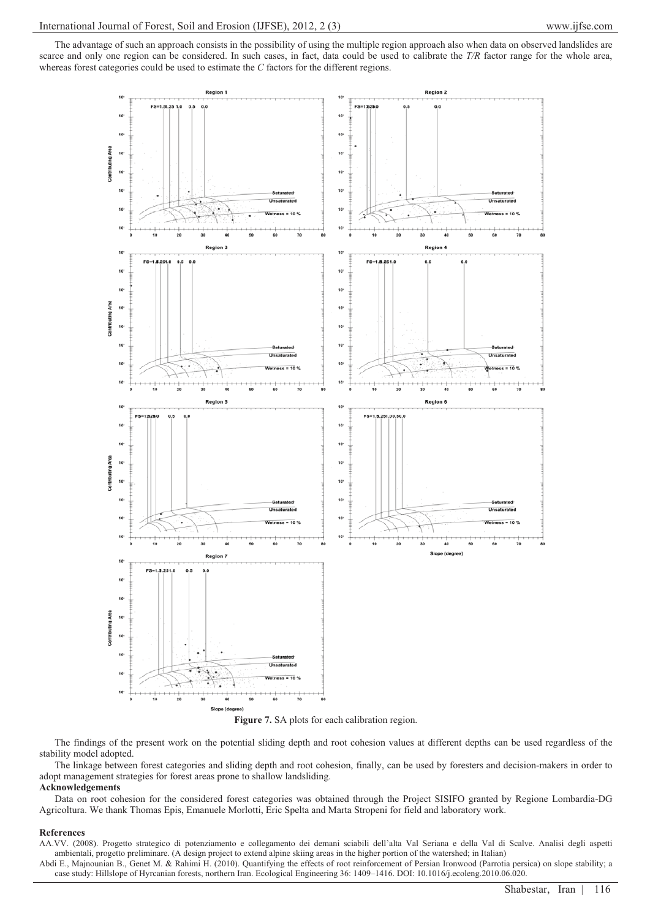The advantage of such an approach consists in the possibility of using the multiple region approach also when data on observed landslides are scarce and only one region can be considered. In such cases, in fact, data could be used to calibrate the *T/R* factor range for the whole area, whereas forest categories could be used to estimate the *C* factors for the different regions.

**Figure 7.** SA plots for each calibration region.

The findings of the present work on the potential sliding depth and root cohesion values at different depths can be used regardless of the stability model adopted.

The linkage between forest categories and sliding depth and root cohesion, finally, can be used by foresters and decision-makers in order to adopt management strategies for forest areas prone to shallow landsliding.

**Acknowledgements**

Data on root cohesion for the considered forest categories was obtained through the Project SISIFO granted by Regione Lombardia-DG Agricoltura. We thank Thomas Epis, Emanuele Morlotti, Eric Spelta and Marta Stropeni for field and laboratory work.

**References**

AA.VV. (2008). Progetto strategico di potenziamento e collegamento dei demani sciabili dell'alta Val Seriana e della Val di Scalve. Analisi degli aspetti ambientali, progetto preliminare. (A design project to extend alpine skiing areas in the higher portion of the watershed; in Italian)

Abdi E., Majnounian B., Genet M. & Rahimi H. (2010). Quantifying the effects of root reinforcement of Persian Ironwood (Parrotia persica) on slope stability; a case study: Hillslope of Hyrcanian forests, northern Iran. Ecological Engineering 36: 1409–1416. DOI: 10.1016/j.ecoleng.2010.06.020.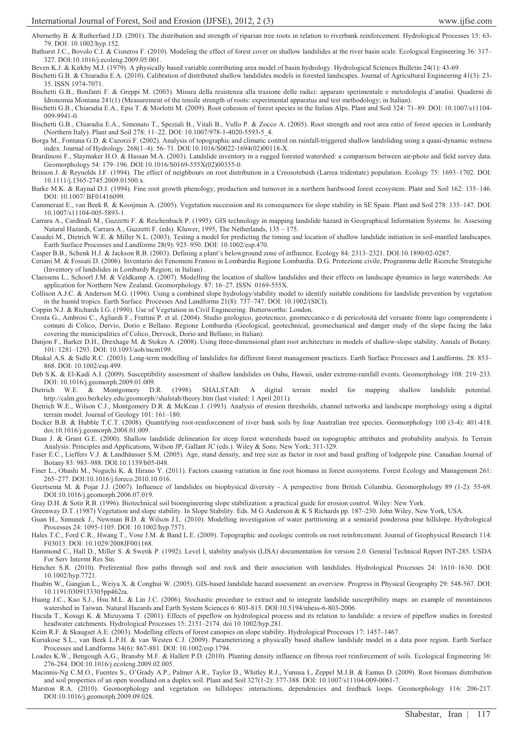Abernethy B. & Rutherfurd J.D. (2001). The distribution and strength of riparian tree roots in relation to riverbank reinforcement. Hydrological Processes 15: 63-79. DOI: 10.1002/hyp.152.

Bathurst J.C., Bovolo C.I. & Cisneros F. (2010). Modeling the effect of forest cover on shallow landslides at the river basin scale. Ecological Engineering 36: 317–327. DOI:10.1016/j.ecoleng.2009.05.001.

Beven K.J. & Kirkby M.J. (1979). A physically based variable contributing area model of basin hydrology. Hydrological Sciences Bulletin 24(1): 43-69.

Bischetti G.B. & Chiaradia E.A. (2010). Calibration of distributed shallow landslides models in forested landscapes. Journal of Agricultural Engineering 41(3): 23-35. ISSN 1974-7071.

Bischetti G.B., Bonfanti F. & Greppi M. (2003). Misura della resistenza alla trazione delle radici: apparato sperimentale e metodologia d'analisi. Quaderni di Idronomia Montana 241(1) (Measurement of the tensile strength of roots: experimental apparatus and test methodology; in Italian).

Bischetti G.B., Chiaradia E.A., Epis T. & Morlotti M. (2009). Root cohesion of forest species in the Italian Alps. Plant and Soil 324: 71–89. DOI: 10.1007/s11104-009-9941-0.

Bischetti G.B., Chiaradia E.A., Simonato T., Speziali B., Vitali B., Vullo P. & Zocco A. (2005). Root strength and root area ratio of forest species in Lombardy (Northern Italy). Plant and Soil 278: 11–22. DOI: 10.1007/978-1-4020-5593-5_4.

Borga M., Fontana G.D. & Cazorzi F. (2002). Analysis of topographic and climatic control on rainfall-triggered shallow landsliding using a quasi-dynamic wetness index. Journal of Hydrology. 268(1–4): 56–71. DOI:10.1016/S0022-1694(02)00118-X.

Brardinoni F., Slaymaker H.O. & Hassan M.A. (2003). Landslide inventory in a rugged forested watershed: a comparison between air-photo and field survey data. Geomorphology 54: 179–196. DOI:10.1016/S0169-555X(02)00355-0.

Brisson J. & Reynolds J.F. (1994). The effect of neighbours on root distribution in a Creosotebush (Larrea tridentate) population. Ecology 75: 1693–1702. DOI: 10.1111/j.1365-2745.2009.01500.x.

Burke M.K. & Raynal D.J. (1994). Fine root growth phenology, production and turnover in a northern hardwood forest ecosystem. Plant and Soil 162: 135–146. DOI: 10.1007/ BF01416099.

Cammeraat E., van Beek R. & Kooijman A. (2005). Vegetation succession and its consequences for slope stability in SE Spain. Plant and Soil 278: 135–147. DOI: 10.1007/s11104-005-5893-1.

Carrara A., Cardinali M., Guzzetti F. & Reichenbach P. (1995). GIS technology in mapping landslide hazard in Geographical Information Systems. In: Assessing Natural Hazards, Carrara A., Guzzetti F. (eds). Kluwer, 1995, The Netherlands, 135 – 175.

Casadei M., Dietrich W.E. & Miller N.L. (2003). Testing a model for predicting the timing and location of shallow landslide initiation in soil-mantled landscapes. Earth Surface Processes and Landforms 28(9): 925–950. DOI: 10.1002/esp.470.

Casper B.B., Schenk H.J. & Jackson R.B. (2003). Defining a plant's belowground zone of influence. Ecology 84: 2313–2321. DOI:10.1890/02-0287.

Ceriani M. & Fossati D. (2006). Inventario dei Fenomeni Franosi in Lombardia Regione Lombardia. D.G. Protezione civile, Programma delle Ricerche Strategiche (Inventory of landslides in Lombardy Region; in Italian) .

Claessens L., Schoorl J.M. & Veldkamp A. (2007). Modelling the location of shallow landslides and their effects on landscape dynamics in large watersheds: An application for Northern New Zealand. Geomorphology. 87: 16–27. ISSN 0169-555X.

Collison A.J.C. & Anderson M.G. (1996). Using a combined slope hydrology/stability model to identify suitable conditions for landslide prevention by vegetation in the humid tropics. Earth Surface Processes And Landforms 21(8): 737–747. DOI: 10.1002/(SICI).

Coppin N.J. & Richards I.G. (1990). Use of Vegetation in Civil Engineering. Butterworths: London.

Crosta G., Ambrosi C., Agliardi F., Frattini P. et al. (2004). Studio geologico, geotecnico, geomeccanico e di pericolosità del versante fronte lago comprendente i comuni di Colico, Dervio, Dorio e Bellano. Regione Lombardia (Geological, geotechnical, geomechanical and danger study of the slope facing the lake covering the municipalities of Colico, Dervock, Dorio and Bellano; in Italian).

Danjon F., Barker D.H., Drexhage M. & Stokes A. (2008). Using three-dimensional plant root architecture in models of shallow-slope stability. Annals of Botany. 101: 1281–1293. DOI: 10.1093/aob/mcm199.

Dhakal A.S. & Sidle R.C. (2003). Long-term modelling of landslides for different forest management practices. Earth Surface Processes and Landforms. 28: 853–868. DOI: 10.1002/esp.499.

Deb S.K. & El-Kadi A.I. (2009). Susceptibility assessment of shallow landslides on Oahu, Hawaii, under extreme-rainfall events. Geomorphology 108: 219–233. DOI: 10.1016/j.geomorph.2009.01.009.

Dietrich W.E. & Montgomery D.R. (1998). SHALSTAB: A digital terrain model for mapping shallow landslide potential. http://calm.geo.berkeley.edu/geomorph//shalstab/theory.htm (last visited: 1 April 2011).

Dietrich W.E., Wilson C.J., Montgomery D.R. & McKean J. (1993). Analysis of erosion thresholds, channel networks and landscape morphology using a digital terrain model. Journal of Geology 101: 161–180.

Docker B.B. & Hubble T.C.T. (2008). Quantifying root-reinforcement of river bank soils by four Australian tree species. Geomorphology 100 (3-4): 401-418. doi:10.1016/j.geomorph.2008.01.009.

Duan J. & Grant G.E. (2000). Shallow landslide delineation for steep forest watersheds based on topographic attributes and probability analysis. In Terrain Analysis: Principles and Applications, Wilson JP, Gallant JC (eds.). Wiley & Sons: New York; 311-329.

Faser E.C., Lieffers V.J. & Landhäusser S.M. (2005). Age, stand density, and tree size as factor in root and basal grafting of lodgepole pine. Canadian Journal of Botany 83: 983–988. DOI:10.1139/b05-048.

Finer L., Ohashi M., Noguchi K. & Hirano Y. (2011). Factors causing variation in fine root biomass in forest ecosystems. Forest Ecology and Management 261: 265–277. DOI:10.1016/j.foreco.2010.10.016.

Geertsema M. & Pojar J.J. (2007). Influence of landslides on biophysical diversity - A perspective from British Columbia. Geomorphology 89 (1-2): 55-69. DOI:10.1016/j.geomorph.2006.07.019.

Gray D.H. & Sotir R.B. (1996). Biotechnical soil bioengineering slope stabilization: a practical guide for erosion control. Wiley: New York.

Greenway D.T. (1987) Vegetation and slope stability. In Slope Stability. Eds. M G Anderson & K S Richards pp. 187–230. John Wiley, New York, USA.

Guan H., Simunek J., Newman B.D. & Wilson J.L. (2010). Modelling investigation of water partitioning at a semiarid ponderosa pine hillslope. Hydrological Processes 24: 1095-1105. DOI: 10.1002/hyp.7571.

Hales T.C., Ford C.R., Hwang T., Vose J.M. & Band L.E. (2009). Topographic and ecologic controls on root reinforcement. Journal of Geophysical Research 114: F03013. DOI: 10.1029/2008JF001168.

Hammond C., Hall D., Miller S. & Swetik P. (1992). Level I, stability analysis (LISA) documentation for version 2.0. General Technical Report INT-285. USDA For Serv Intermt Res Stn.

Hencher S.R. (2010). Preferential flow paths through soil and rock and their association with landslides. Hydrological Processes 24: 1610–1630. DOI: 10.1002/hyp.7721.

Huabin W., Gangjun L., Weiya X. & Conghui W. (2005). GIS-based landslide hazard assessment: an overview. Progress in Physical Geography 29: 548-567. DOI: 10.1191/0309133305pp462ra.

Huang J.C., Kao S.J., Hsu M.L. & Lin J.C. (2006). Stochastic procedure to extract and to integrate landslide susceptibility maps: an example of mountainous watershed in Taiwan. Natural Hazards and Earth System Sciences 6: 803-815. DOI:10.5194/nhess-6-803-2006.

Hucida T., Kosugi K. & Mizuyama T. (2001). Effects of pipeflow on hydrological process and its relation to landslide: a review of pipeflow studies in forested headwater catchments. Hydrological Processes 15: 2151–2174. doi 10.1002/hyp.281.

Keim R.F. & Skaugset A.E. (2003). Modelling effects of forest canopies on slope stability. Hydrological Processes 17: 1457–1467.

Kuriakose S.L., van Beek L.P.H. & van Westen C.J. (2009). Parameterizing a physically based shallow landslide model in a data poor region. Earth Surface Processes and Landforms 34(6): 867-881. DOI: 10.1002/esp.1794.

Loades K.W., Bengough A.G., Bransby M.F. & Hallett P.D. (2010). Planting density influence on fibrous root reinforcement of soils. Ecological Engineering 36: 276-284. DOI:10.1016/j.ecoleng.2009.02.005.

Macinnis-Ng C.M.O., Fuentes S., O'Grady A.P., Palmer A.R., Taylor D., Whitley R.J., Yunusa I., Zeppel M.J.B. & Eamus D. (2009). Root biomass distribution and soil properties of an open woodland on a duplex soil. Plant and Soil 327(1-2): 377-388. DOI: 10.1007/s11104-009-0061-7.

Marston R.A. (2010). Geomorphology and vegetation on hillslopes: interactions, dependencies and feedback loops. Geomorphology 116: 206-217. DOI:10.1016/j.geomorph.2009.09.028.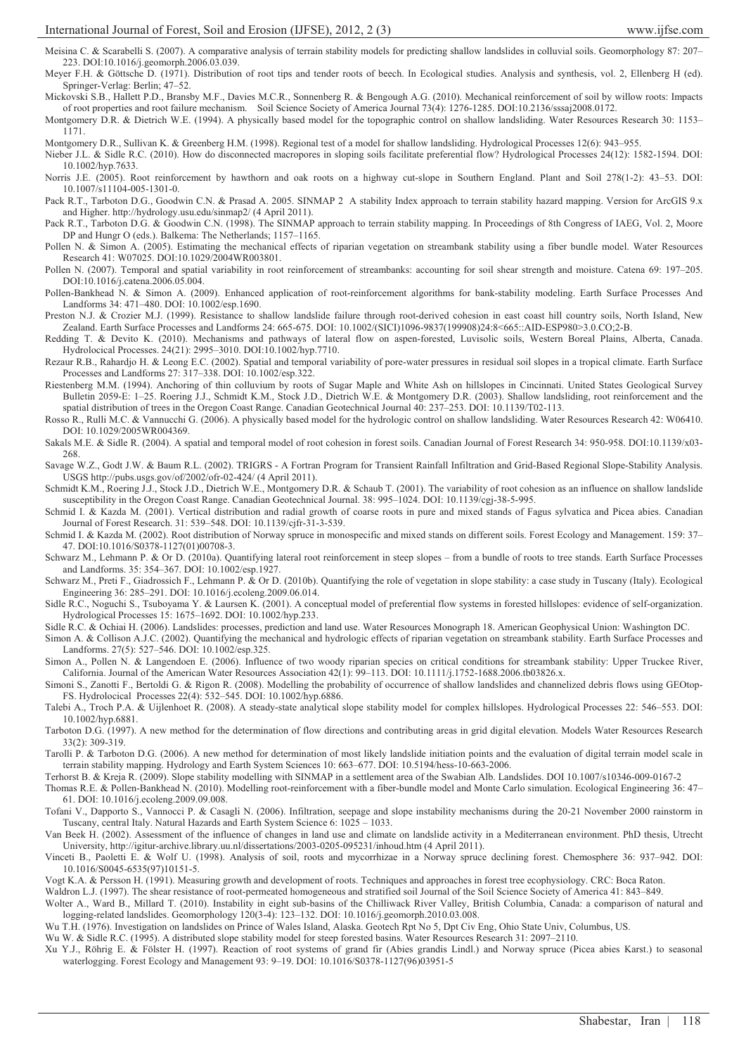Meisina C. & Scarabelli S. (2007). A comparative analysis of terrain stability models for predicting shallow landslides in colluvial soils. Geomorphology 87: 207–223. DOI:10.1016/j.geomorph.2006.03.039.

Meyer F.H. & Göttsche D. (1971). Distribution of root tips and tender roots of beech. In Ecological studies. Analysis and synthesis, vol. 2, Ellenberg H (ed). Springer-Verlag: Berlin; 47–52.

Mickovski S.B., Hallett P.D., Bransby M.F., Davies M.C.R., Sonnenberg R. & Bengough A.G. (2010). Mechanical reinforcement of soil by willow roots: Impacts of root properties and root failure mechanism. Soil Science Society of America Journal 73(4): 1276-1285. DOI:10.2136/sssaj2008.0172.

Montgomery D.R. & Dietrich W.E. (1994). A physically based model for the topographic control on shallow landsliding. Water Resources Research 30: 1153–1171.

Montgomery D.R., Sullivan K. & Greenberg H.M. (1998). Regional test of a model for shallow landsliding. Hydrological Processes 12(6): 943–955.

Nieber J.L. & Sidle R.C. (2010). How do disconnected macropores in sloping soils facilitate preferential flow? Hydrological Processes 24(12): 1582-1594. DOI: 10.1002/hyp.7633.

Norris J.E. (2005). Root reinforcement by hawthorn and oak roots on a highway cut-slope in Southern England. Plant and Soil 278(1-2): 43–53. DOI: 10.1007/s11104-005-1301-0.

Pack R.T., Tarboton D.G., Goodwin C.N. & Prasad A. 2005. SINMAP 2 A stability Index approach to terrain stability hazard mapping. Version for ArcGIS 9.x and Higher. http://hydrology.usu.edu/sinmap2/ (4 April 2011).

Pack R.T., Tarboton D.G. & Goodwin C.N. (1998). The SINMAP approach to terrain stability mapping. In Proceedings of 8th Congress of IAEG, Vol. 2, Moore DP and Hungr O (eds.). Balkema: The Netherlands; 1157–1165.

Pollen N. & Simon A. (2005). Estimating the mechanical effects of riparian vegetation on streambank stability using a fiber bundle model. Water Resources Research 41: W07025. DOI:10.1029/2004WR003801.

Pollen N. (2007). Temporal and spatial variability in root reinforcement of streambanks: accounting for soil shear strength and moisture. Catena 69: 197–205. DOI:10.1016/j.catena.2006.05.004.

Pollen-Bankhead N. & Simon A. (2009). Enhanced application of root-reinforcement algorithms for bank-stability modeling. Earth Surface Processes And Landforms 34: 471–480. DOI: 10.1002/esp.1690.

Preston N.J. & Crozier M.J. (1999). Resistance to shallow landslide failure through root-derived cohesion in east coast hill country soils, North Island, New Zealand. Earth Surface Processes and Landforms 24: 665-675. DOI: 10.1002/(SICI)1096-9837(199908)24:8<665::AID-ESP980>3.0.CO;2-B.

Redding T. & Devito K. (2010). Mechanisms and pathways of lateral flow on aspen-forested, Luvisolic soils, Western Boreal Plains, Alberta, Canada. Hydrolocical Processes. 24(21): 2995–3010. DOI:10.1002/hyp.7710.

Rezaur R.B., Rahardjo H. & Leong E.C. (2002). Spatial and temporal variability of pore-water pressures in residual soil slopes in a tropical climate. Earth Surface Processes and Landforms 27: 317–338. DOI: 10.1002/esp.322.

Riestenberg M.M. (1994). Anchoring of thin colluvium by roots of Sugar Maple and White Ash on hillslopes in Cincinnati. United States Geological Survey Bulletin 2059-E: 1–25. Roering J.J., Schmidt K.M., Stock J.D., Dietrich W.E. & Montgomery D.R. (2003). Shallow landsliding, root reinforcement and the spatial distribution of trees in the Oregon Coast Range. Canadian Geotechnical Journal 40: 237–253. DOI: 10.1139/T02-113.

Rosso R., Rulli M.C. & Vannucchi G. (2006). A physically based model for the hydrologic control on shallow landsliding. Water Resources Research 42: W06410. DOI: 10.1029/2005WR004369.

Sakals M.E. & Sidle R.C. (2004). A spatial and temporal model of root cohesion in forest soils. Canadian Journal of Forest Research 34: 950-958. DOI:10.1139/x03-268.

Savage W.Z., Godt J.W. & Baum R.L. (2002). TRIGRS - A Fortran Program for Transient Rainfall Infiltration and Grid-Based Regional Slope-Stability Analysis. USGS http://pubs.usgs.gov/of/2002/ofr-02-424/ (4 April 2011).

Schmidt K.M., Roering J.J., Stock J.D., Dietrich W.E., Montgomery D.R. & Schaub T. (2001). The variability of root cohesion as an influence on shallow landslide susceptibility in the Oregon Coast Range. Canadian Geotechnical Journal. 38: 995–1024. DOI: 10.1139/cgj-38-5-995.

Schmid I. & Kazda M. (2001). Vertical distribution and radial growth of coarse roots in pure and mixed stands of Fagus sylvatica and Picea abies. Canadian Journal of Forest Research. 31: 539–548. DOI: 10.1139/cjfr-31-3-539.

Schmid I. & Kazda M. (2002). Root distribution of Norway spruce in monospecific and mixed stands on different soils. Forest Ecology and Management. 159: 37–47. DOI:10.1016/S0378-1127(01)00708-3.

Schwarz M., Lehmann P. & Or D. (2010a). Quantifying lateral root reinforcement in steep slopes – from a bundle of roots to tree stands. Earth Surface Processes and Landforms. 35: 354–367. DOI: 10.1002/esp.1927.

Schwarz M., Preti F., Giadrossich F., Lehmann P. & Or D. (2010b). Quantifying the role of vegetation in slope stability: a case study in Tuscany (Italy). Ecological Engineering 36: 285–291. DOI: 10.1016/j.ecoleng.2009.06.014.

Sidle R.C., Noguchi S., Tsuboyama Y. & Laursen K. (2001). A conceptual model of preferential flow systems in forested hillslopes: evidence of self-organization. Hydrological Processes 15: 1675–1692. DOI: 10.1002/hyp.233.

Sidle R.C. & Ochiai H. (2006). Landslides: processes, prediction and land use. Water Resources Monograph 18. American Geophysical Union: Washington DC.

Simon A. & Collison A.J.C. (2002). Quantifying the mechanical and hydrologic effects of riparian vegetation on streambank stability. Earth Surface Processes and Landforms. 27(5): 527–546. DOI: 10.1002/esp.325.

Simon A., Pollen N. & Langendoen E. (2006). Influence of two woody riparian species on critical conditions for streambank stability: Upper Truckee River, California. Journal of the American Water Resources Association 42(1): 99–113. DOI: 10.1111/j.1752-1688.2006.tb03826.x.

Simoni S., Zanotti F., Bertoldi G. & Rigon R. (2008). Modelling the probability of occurrence of shallow landslides and channelized debris flows using GEOtop-FS. Hydrolocical Processes 22(4): 532–545. DOI: 10.1002/hyp.6886.

Talebi A., Troch P.A. & Uijlenhoet R. (2008). A steady-state analytical slope stability model for complex hillslopes. Hydrological Processes 22: 546–553. DOI: 10.1002/hyp.6881.

Tarboton D.G. (1997). A new method for the determination of flow directions and contributing areas in grid digital elevation. Models Water Resources Research 33(2): 309-319.

Tarolli P. & Tarboton D.G. (2006). A new method for determination of most likely landslide initiation points and the evaluation of digital terrain model scale in terrain stability mapping. Hydrology and Earth System Sciences 10: 663–677. DOI: 10.5194/hess-10-663-2006.

Terhorst B. & Kreja R. (2009). Slope stability modelling with SINMAP in a settlement area of the Swabian Alb. Landslides. DOI 10.1007/s10346-009-0167-2

Thomas R.E. & Pollen-Bankhead N. (2010). Modelling root-reinforcement with a fiber-bundle model and Monte Carlo simulation. Ecological Engineering 36: 47–61. DOI: 10.1016/j.ecoleng.2009.09.008.

Tofani V., Dapporto S., Vannocci P. & Casagli N. (2006). Infiltration, seepage and slope instability mechanisms during the 20-21 November 2000 rainstorm in Tuscany, central Italy. Natural Hazards and Earth System Science 6: 1025 – 1033.

Van Beek H. (2002). Assessment of the influence of changes in land use and climate on landslide activity in a Mediterranean environment. PhD thesis, Utrecht University, http://igitur-archive.library.uu.nl/dissertations/2003-0205-095231/inhoud.htm (4 April 2011).

Vinceti B., Paoletti E. & Wolf U. (1998). Analysis of soil, roots and mycorrhizae in a Norway spruce declining forest. Chemosphere 36: 937–942. DOI: 10.1016/S0045-6535(97)10151-5.

Vogt K.A. & Persson H. (1991). Measuring growth and development of roots. Techniques and approaches in forest tree ecophysiology. CRC: Boca Raton.

Waldron L.J. (1997). The shear resistance of root-permeated homogeneous and stratified soil Journal of the Soil Science Society of America 41: 843–849.

Wolter A., Ward B., Millard T. (2010). Instability in eight sub-basins of the Chilliwack River Valley, British Columbia, Canada: a comparison of natural and logging-related landslides. Geomorphology 120(3-4): 123–132. DOI: 10.1016/j.geomorph.2010.03.008.

Wu T.H. (1976). Investigation on landslides on Prince of Wales Island, Alaska. Geotech Rpt No 5, Dpt Civ Eng, Ohio State Univ, Columbus, US.

Wu W. & Sidle R.C. (1995). A distributed slope stability model for steep forested basins. Water Resources Research 31: 2097–2110.

Xu Y.J., Röhrig E. & Fölster H. (1997). Reaction of root systems of grand fir (Abies grandis Lindl.) and Norway spruce (Picea abies Karst.) to seasonal waterlogging. Forest Ecology and Management 93: 9–19. DOI: 10.1016/S0378-1127(96)03951-5